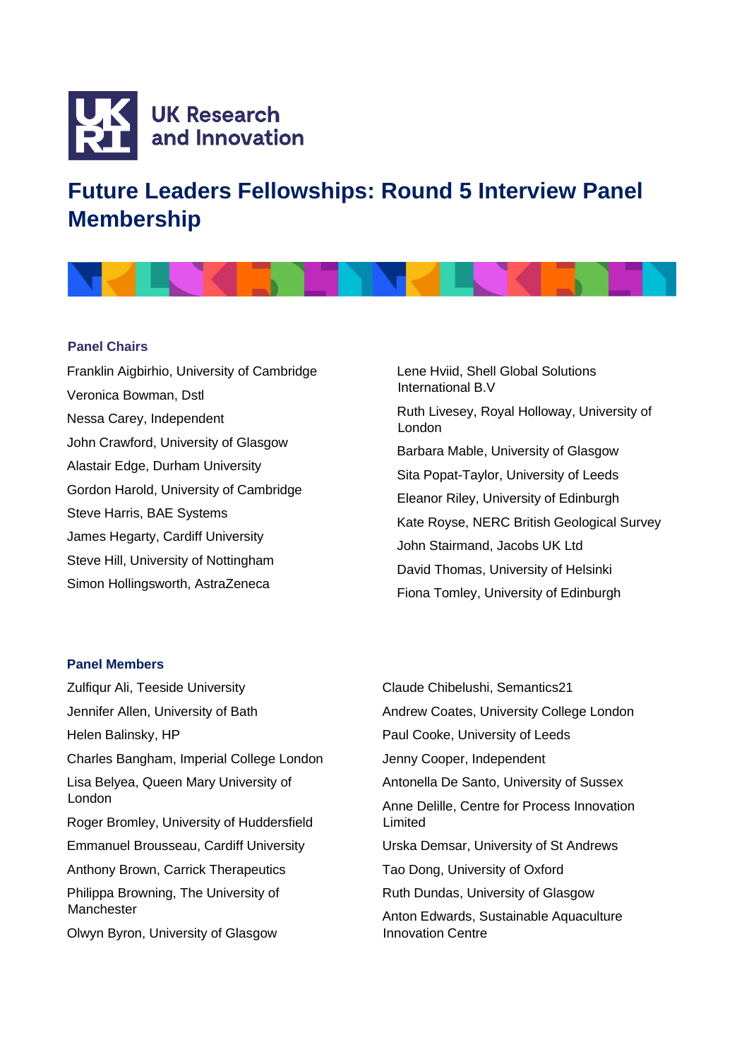UK Research and Innovation

# Future Leaders Fellowships: Round 5 Interview Panel Membership

### Panel Chairs

Franklin Aigbirhio, University of Cambridge

Veronica Bowman, Dstl

Nessa Carey, Independent

John Crawford, University of Glasgow

Alastair Edge, Durham University

Gordon Harold, University of Cambridge

Steve Harris, BAE Systems

James Hegarty, Cardiff University

Steve Hill, University of Nottingham

Simon Hollingsworth, AstraZeneca

Lene Hviid, Shell Global Solutions International B.V

Ruth Livesey, Royal Holloway, University of London

Barbara Mable, University of Glasgow

Sita Popat-Taylor, University of Leeds

Eleanor Riley, University of Edinburgh

Kate Royse, NERC British Geological Survey

John Stairmand, Jacobs UK Ltd

David Thomas, University of Helsinki

Fiona Tomley, University of Edinburgh

### Panel Members

Zulfiqur Ali, Teeside University

Jennifer Allen, University of Bath

Helen Balinsky, HP

Charles Bangham, Imperial College London

Lisa Belyea, Queen Mary University of London

Roger Bromley, University of Huddersfield

Emmanuel Brousseau, Cardiff University

Anthony Brown, Carrick Therapeutics

Philippa Browning, The University of Manchester

Olwyn Byron, University of Glasgow

Claude Chibelushi, Semantics21

Andrew Coates, University College London

Paul Cooke, University of Leeds

Jenny Cooper, Independent

Antonella De Santo, University of Sussex

Anne Delille, Centre for Process Innovation Limited

Urska Demsar, University of St Andrews

Tao Dong, University of Oxford

Ruth Dundas, University of Glasgow

Anton Edwards, Sustainable Aquaculture Innovation Centre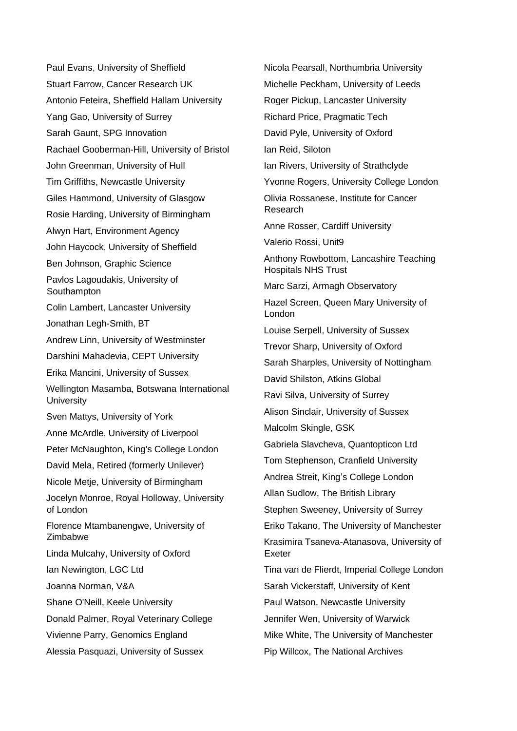Paul Evans, University of Sheffield

Stuart Farrow, Cancer Research UK

Antonio Feteira, Sheffield Hallam University

Yang Gao, University of Surrey

Sarah Gaunt, SPG Innovation

Rachael Gooberman-Hill, University of Bristol

John Greenman, University of Hull

Tim Griffiths, Newcastle University

Giles Hammond, University of Glasgow

Rosie Harding, University of Birmingham

Alwyn Hart, Environment Agency

John Haycock, University of Sheffield

Ben Johnson, Graphic Science

Pavlos Lagoudakis, University of Southampton

Colin Lambert, Lancaster University

Jonathan Legh-Smith, BT

Andrew Linn, University of Westminster

Darshini Mahadevia, CEPT University

Erika Mancini, University of Sussex

Wellington Masamba, Botswana International University

Sven Mattys, University of York

Anne McArdle, University of Liverpool

Peter McNaughton, King's College London

David Mela, Retired (formerly Unilever)

Nicole Metje, University of Birmingham

Jocelyn Monroe, Royal Holloway, University of London

Florence Mtambanengwe, University of Zimbabwe

Linda Mulcahy, University of Oxford

Ian Newington, LGC Ltd

Joanna Norman, V&A

Shane O'Neill, Keele University

Donald Palmer, Royal Veterinary College

Vivienne Parry, Genomics England

Alessia Pasquazi, University of Sussex

Nicola Pearsall, Northumbria University

Michelle Peckham, University of Leeds

Roger Pickup, Lancaster University

Richard Price, Pragmatic Tech

David Pyle, University of Oxford

Ian Reid, Siloton

Ian Rivers, University of Strathclyde

Yvonne Rogers, University College London

Olivia Rossanese, Institute for Cancer Research

Anne Rosser, Cardiff University

Valerio Rossi, Unit9

Anthony Rowbottom, Lancashire Teaching Hospitals NHS Trust

Marc Sarzi, Armagh Observatory

Hazel Screen, Queen Mary University of London

Louise Serpell, University of Sussex

Trevor Sharp, University of Oxford

Sarah Sharples, University of Nottingham

David Shilston, Atkins Global

Ravi Silva, University of Surrey

Alison Sinclair, University of Sussex

Malcolm Skingle, GSK

Gabriela Slavcheva, Quantopticon Ltd

Tom Stephenson, Cranfield University

Andrea Streit, King's College London

Allan Sudlow, The British Library

Stephen Sweeney, University of Surrey

Eriko Takano, The University of Manchester

Krasimira Tsaneva-Atanasova, University of Exeter

Tina van de Flierdt, Imperial College London

Sarah Vickerstaff, University of Kent

Paul Watson, Newcastle University

Jennifer Wen, University of Warwick

Mike White, The University of Manchester

Pip Willcox, The National Archives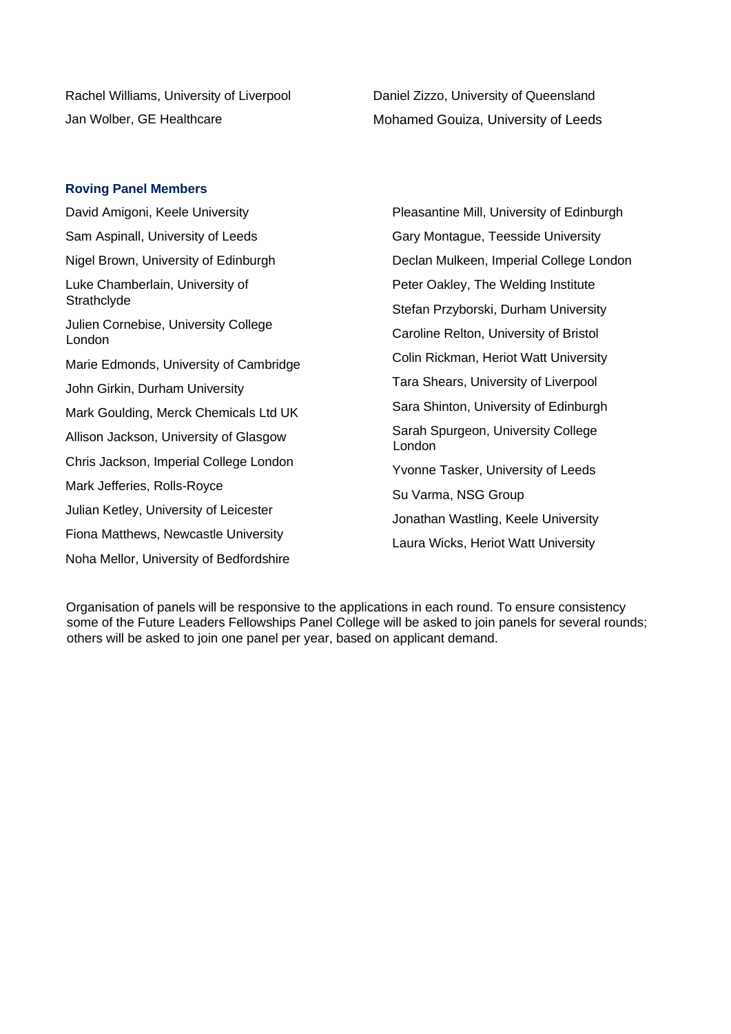Rachel Williams, University of Liverpool

Jan Wolber, GE Healthcare

Daniel Zizzo, University of Queensland

Mohamed Gouiza, University of Leeds

### Roving Panel Members

David Amigoni, Keele University

Sam Aspinall, University of Leeds

Nigel Brown, University of Edinburgh

Luke Chamberlain, University of Strathclyde

Julien Cornebise, University College London

Marie Edmonds, University of Cambridge

John Girkin, Durham University

Mark Goulding, Merck Chemicals Ltd UK

Allison Jackson, University of Glasgow

Chris Jackson, Imperial College London

Mark Jefferies, Rolls-Royce

Julian Ketley, University of Leicester

Fiona Matthews, Newcastle University

Noha Mellor, University of Bedfordshire

Pleasantine Mill, University of Edinburgh

Gary Montague, Teesside University

Declan Mulkeen, Imperial College London

Peter Oakley, The Welding Institute

Stefan Przyborski, Durham University

Caroline Relton, University of Bristol

Colin Rickman, Heriot Watt University

Tara Shears, University of Liverpool

Sara Shinton, University of Edinburgh

Sarah Spurgeon, University College London

Yvonne Tasker, University of Leeds

Su Varma, NSG Group

Jonathan Wastling, Keele University

Laura Wicks, Heriot Watt University

Organisation of panels will be responsive to the applications in each round. To ensure consistency some of the Future Leaders Fellowships Panel College will be asked to join panels for several rounds; others will be asked to join one panel per year, based on applicant demand.